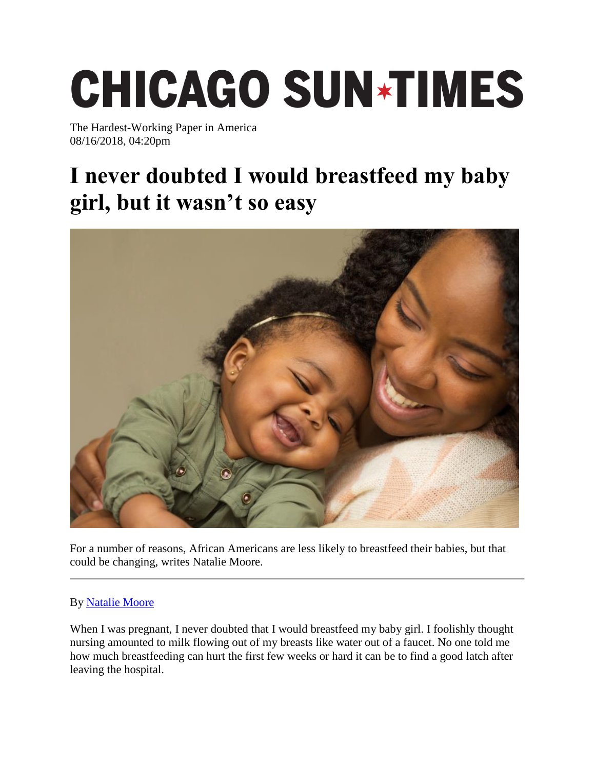# CHICAGO SUN-TIMES

The Hardest-Working Paper in America
08/16/2018, 04:20pm

# I never doubted I would breastfeed my baby girl, but it wasn't so easy

For a number of reasons, African Americans are less likely to breastfeed their babies, but that could be changing, writes Natalie Moore.

---

By Natalie Moore

When I was pregnant, I never doubted that I would breastfeed my baby girl. I foolishly thought nursing amounted to milk flowing out of my breasts like water out of a faucet. No one told me how much breastfeeding can hurt the first few weeks or hard it can be to find a good latch after leaving the hospital.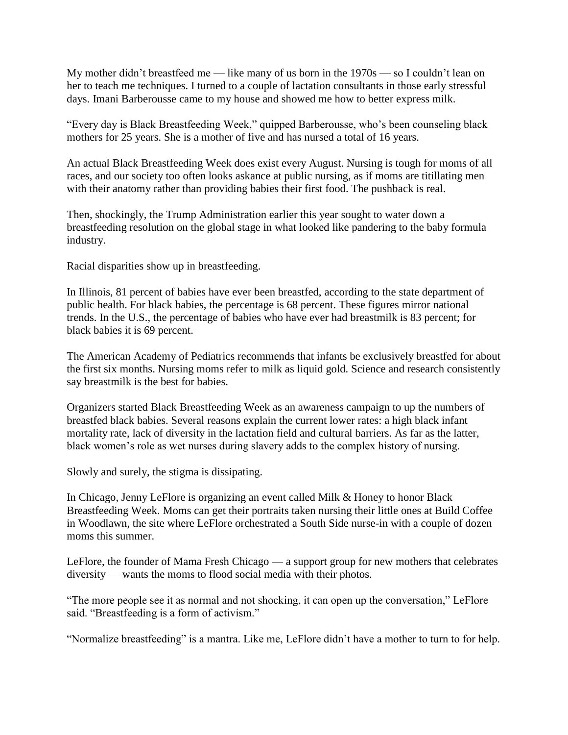My mother didn't breastfeed me — like many of us born in the 1970s — so I couldn't lean on her to teach me techniques. I turned to a couple of lactation consultants in those early stressful days. Imani Barberousse came to my house and showed me how to better express milk.

"Every day is Black Breastfeeding Week," quipped Barberousse, who's been counseling black mothers for 25 years. She is a mother of five and has nursed a total of 16 years.

An actual Black Breastfeeding Week does exist every August. Nursing is tough for moms of all races, and our society too often looks askance at public nursing, as if moms are titillating men with their anatomy rather than providing babies their first food. The pushback is real.

Then, shockingly, the Trump Administration earlier this year sought to water down a breastfeeding resolution on the global stage in what looked like pandering to the baby formula industry.

Racial disparities show up in breastfeeding.

In Illinois, 81 percent of babies have ever been breastfed, according to the state department of public health. For black babies, the percentage is 68 percent. These figures mirror national trends. In the U.S., the percentage of babies who have ever had breastmilk is 83 percent; for black babies it is 69 percent.

The American Academy of Pediatrics recommends that infants be exclusively breastfed for about the first six months. Nursing moms refer to milk as liquid gold. Science and research consistently say breastmilk is the best for babies.

Organizers started Black Breastfeeding Week as an awareness campaign to up the numbers of breastfed black babies. Several reasons explain the current lower rates: a high black infant mortality rate, lack of diversity in the lactation field and cultural barriers. As far as the latter, black women's role as wet nurses during slavery adds to the complex history of nursing.

Slowly and surely, the stigma is dissipating.

In Chicago, Jenny LeFlore is organizing an event called Milk & Honey to honor Black Breastfeeding Week. Moms can get their portraits taken nursing their little ones at Build Coffee in Woodlawn, the site where LeFlore orchestrated a South Side nurse-in with a couple of dozen moms this summer.

LeFlore, the founder of Mama Fresh Chicago — a support group for new mothers that celebrates diversity — wants the moms to flood social media with their photos.

"The more people see it as normal and not shocking, it can open up the conversation," LeFlore said. "Breastfeeding is a form of activism."

"Normalize breastfeeding" is a mantra. Like me, LeFlore didn't have a mother to turn to for help.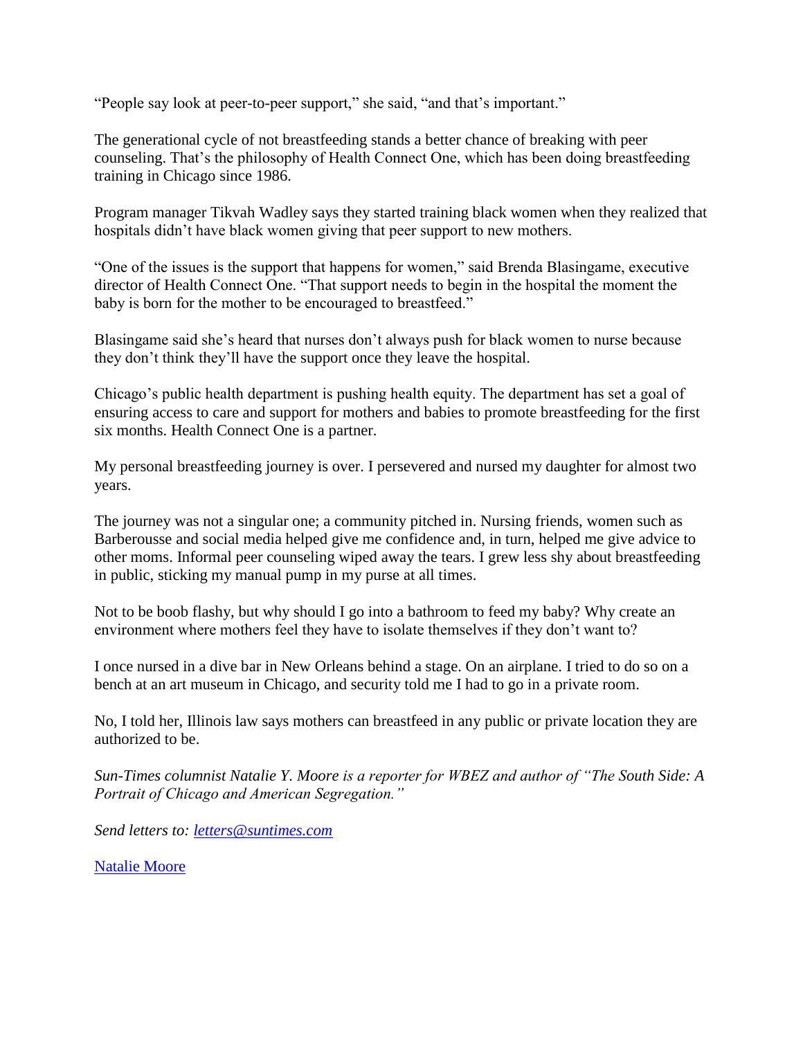"People say look at peer-to-peer support," she said, "and that's important."

The generational cycle of not breastfeeding stands a better chance of breaking with peer counseling. That's the philosophy of Health Connect One, which has been doing breastfeeding training in Chicago since 1986.

Program manager Tikvah Wadley says they started training black women when they realized that hospitals didn't have black women giving that peer support to new mothers.

"One of the issues is the support that happens for women," said Brenda Blasingame, executive director of Health Connect One. "That support needs to begin in the hospital the moment the baby is born for the mother to be encouraged to breastfeed."

Blasingame said she's heard that nurses don't always push for black women to nurse because they don't think they'll have the support once they leave the hospital.

Chicago's public health department is pushing health equity. The department has set a goal of ensuring access to care and support for mothers and babies to promote breastfeeding for the first six months. Health Connect One is a partner.

My personal breastfeeding journey is over. I persevered and nursed my daughter for almost two years.

The journey was not a singular one; a community pitched in. Nursing friends, women such as Barberousse and social media helped give me confidence and, in turn, helped me give advice to other moms. Informal peer counseling wiped away the tears. I grew less shy about breastfeeding in public, sticking my manual pump in my purse at all times.

Not to be boob flashy, but why should I go into a bathroom to feed my baby? Why create an environment where mothers feel they have to isolate themselves if they don't want to?

I once nursed in a dive bar in New Orleans behind a stage. On an airplane. I tried to do so on a bench at an art museum in Chicago, and security told me I had to go in a private room.

No, I told her, Illinois law says mothers can breastfeed in any public or private location they are authorized to be.

*Sun-Times columnist Natalie Y. Moore is a reporter for WBEZ and author of "The South Side: A Portrait of Chicago and American Segregation."*

*Send letters to: [letters@suntimes.com](mailto:letters@suntimes.com)*

[Natalie Moore]()